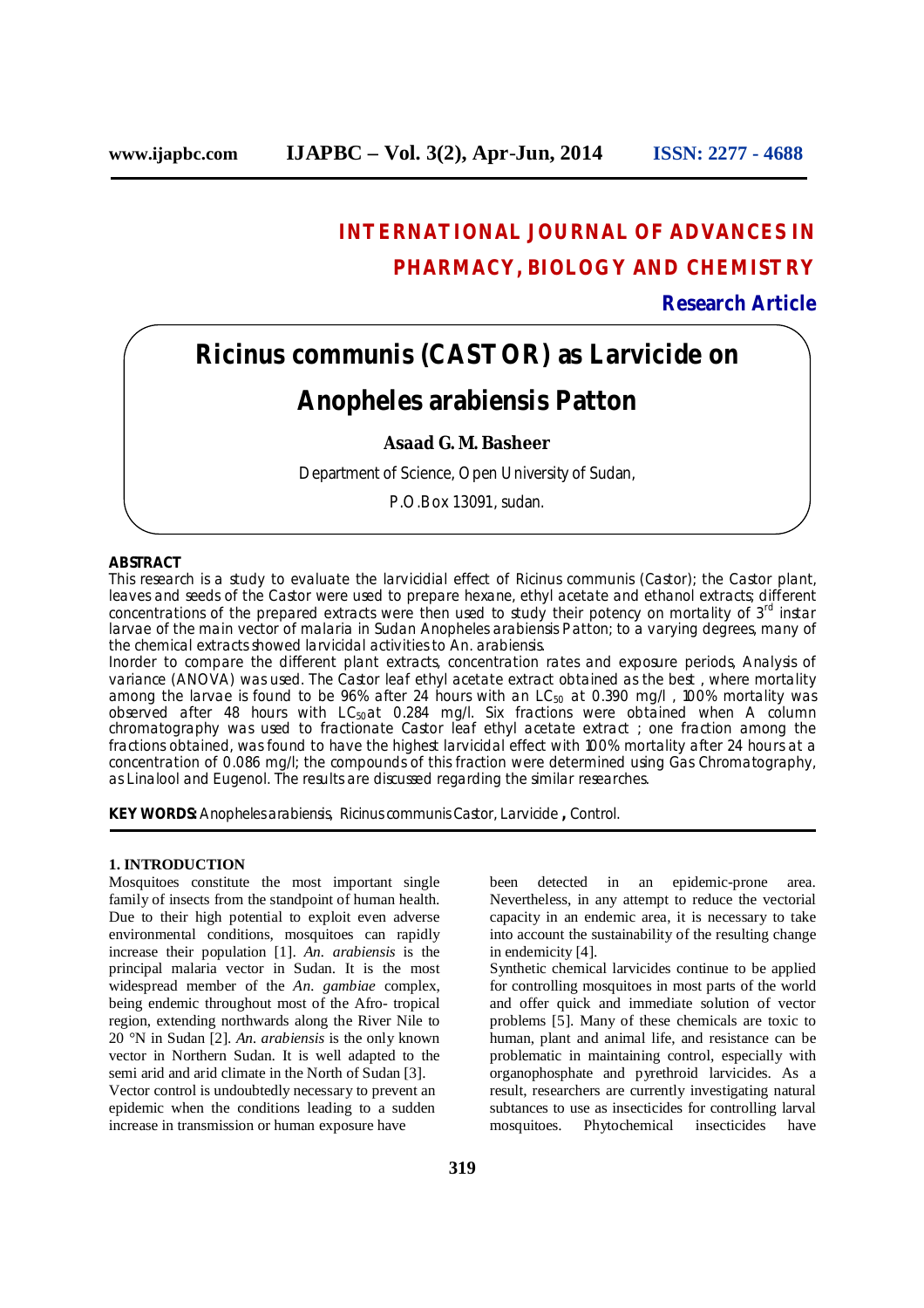# INTERNATIONAL JOURNAL OF ADVANCES IN PHARMACY, BIOLOGY AND CHEMISTRY

**Research Article**

# Ricinus communis (CASTOR) as Larvicide on Anopheles arabiensis Patton

**Asaad G. M. Basheer**

Department of Science, Open University of Sudan,

P.O.Box 13091, sudan.

## ABSTRACT

This research is a study to evaluate the larvicidial effect of Ricinus communis (Castor); the Castor plant, leaves and seeds of the Castor were used to prepare hexane, ethyl acetate and ethanol extracts; different concentrations of the prepared extracts were then used to study their potency on mortality of 3rd instar larvae of the main vector of malaria in Sudan Anopheles arabiensis Patton; to a varying degrees, many of the chemical extracts showed larvicidal activities to An. arabiensis.

Inorder to compare the different plant extracts, concentration rates and exposure periods, Analysis of variance (ANOVA) was used. The Castor leaf ethyl acetate extract obtained as the best , where mortality among the larvae is found to be 96% after 24 hours with an $LC_{50}$ at 0.390 mg/l , 100% mortality was observed after 48 hours with $LC_{50}$ at 0.284 mg/l. Six fractions were obtained when A column chromatography was used to fractionate Castor leaf ethyl acetate extract ; one fraction among the fractions obtained, was found to have the highest larvicidal effect with 100% mortality after 24 hours at a concentration of 0.086 mg/l; the compounds of this fraction were determined using Gas Chromatography, as Linalool and Eugenol. The results are discussed regarding the similar researches.

**KEY WORDS:** Anopheles arabiensis, Ricinus communis Castor, Larvicide **,** Control.

## 1. INTRODUCTION

Mosquitoes constitute the most important single family of insects from the standpoint of human health. Due to their high potential to exploit even adverse environmental conditions, mosquitoes can rapidly increase their population [1]. *An. arabiensis* is the principal malaria vector in Sudan. It is the most widespread member of the *An. gambiae* complex, being endemic throughout most of the Afro- tropical region, extending northwards along the River Nile to 20 °N in Sudan [2]. *An. arabiensis* is the only known vector in Northern Sudan. It is well adapted to the semi arid and arid climate in the North of Sudan [3].

Vector control is undoubtedly necessary to prevent an epidemic when the conditions leading to a sudden increase in transmission or human exposure have been detected in an epidemic-prone area. Nevertheless, in any attempt to reduce the vectorial capacity in an endemic area, it is necessary to take into account the sustainability of the resulting change in endemicity [4].

Synthetic chemical larvicides continue to be applied for controlling mosquitoes in most parts of the world and offer quick and immediate solution of vector problems [5]. Many of these chemicals are toxic to human, plant and animal life, and resistance can be problematic in maintaining control, especially with organophosphate and pyrethroid larvicides. As a result, researchers are currently investigating natural subtances to use as insecticides for controlling larval mosquitoes. Phytochemical insecticides have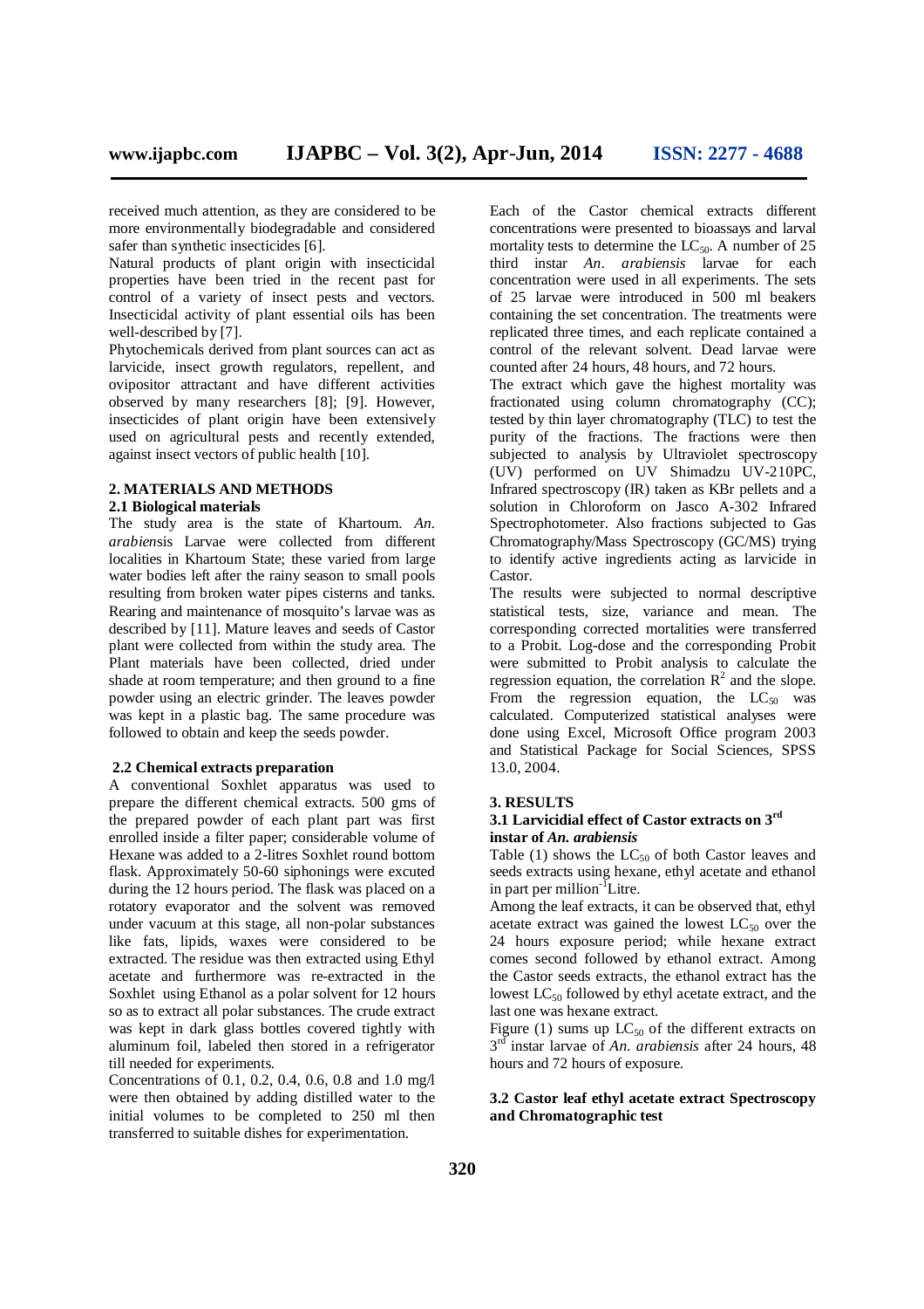received much attention, as they are considered to be more environmentally biodegradable and considered safer than synthetic insecticides [6].

Natural products of plant origin with insecticidal properties have been tried in the recent past for control of a variety of insect pests and vectors. Insecticidal activity of plant essential oils has been well-described by [7].

Phytochemicals derived from plant sources can act as larvicide, insect growth regulators, repellent, and ovipositor attractant and have different activities observed by many researchers [8]; [9]. However, insecticides of plant origin have been extensively used on agricultural pests and recently extended, against insect vectors of public health [10].

## 2. MATERIALS AND METHODS

### 2.1 Biological materials

The study area is the state of Khartoum. *An. arabien*sis Larvae were collected from different localities in Khartoum State; these varied from large water bodies left after the rainy season to small pools resulting from broken water pipes cisterns and tanks. Rearing and maintenance of mosquito's larvae was as described by [11]. Mature leaves and seeds of Castor plant were collected from within the study area. The Plant materials have been collected, dried under shade at room temperature; and then ground to a fine powder using an electric grinder. The leaves powder was kept in a plastic bag. The same procedure was followed to obtain and keep the seeds powder.

### 2.2 Chemical extracts preparation

A conventional Soxhlet apparatus was used to prepare the different chemical extracts. 500 gms of the prepared powder of each plant part was first enrolled inside a filter paper; considerable volume of Hexane was added to a 2-litres Soxhlet round bottom flask. Approximately 50-60 siphonings were excuted during the 12 hours period. The flask was placed on a rotatory evaporator and the solvent was removed under vacuum at this stage, all non-polar substances like fats, lipids, waxes were considered to be extracted. The residue was then extracted using Ethyl acetate and furthermore was re-extracted in the Soxhlet using Ethanol as a polar solvent for 12 hours so as to extract all polar substances. The crude extract was kept in dark glass bottles covered tightly with aluminum foil, labeled then stored in a refrigerator till needed for experiments.

Concentrations of 0.1, 0.2, 0.4, 0.6, 0.8 and 1.0 mg/l were then obtained by adding distilled water to the initial volumes to be completed to 250 ml then transferred to suitable dishes for experimentation.

Each of the Castor chemical extracts different concentrations were presented to bioassays and larval mortality tests to determine the $LC_{50}$. A number of 25 third instar *An. arabiensis* larvae for each concentration were used in all experiments. The sets of 25 larvae were introduced in 500 ml beakers containing the set concentration. The treatments were replicated three times, and each replicate contained a control of the relevant solvent. Dead larvae were counted after 24 hours, 48 hours, and 72 hours.

The extract which gave the highest mortality was fractionated using column chromatography (CC); tested by thin layer chromatography (TLC) to test the purity of the fractions. The fractions were then subjected to analysis by Ultraviolet spectroscopy (UV) performed on UV Shimadzu UV-210PC, Infrared spectroscopy (IR) taken as KBr pellets and a solution in Chloroform on Jasco A-302 Infrared Spectrophotometer. Also fractions subjected to Gas Chromatography/Mass Spectroscopy (GC/MS) trying to identify active ingredients acting as larvicide in Castor.

The results were subjected to normal descriptive statistical tests, size, variance and mean. The corresponding corrected mortalities were transferred to a Probit. Log-dose and the corresponding Probit were submitted to Probit analysis to calculate the regression equation, the correlation $R^2$ and the slope. From the regression equation, the $LC_{50}$ was calculated. Computerized statistical analyses were done using Excel, Microsoft Office program 2003 and Statistical Package for Social Sciences, SPSS 13.0, 2004.

## 3. RESULTS

### 3.1 Larvicidial effect of Castor extracts on 3rd instar of *An. arabiensis*

Table (1) shows the $LC_{50}$ of both Castor leaves and seeds extracts using hexane, ethyl acetate and ethanol in part per million$^{-1}$Litre.

Among the leaf extracts, it can be observed that, ethyl acetate extract was gained the lowest $LC_{50}$ over the 24 hours exposure period; while hexane extract comes second followed by ethanol extract. Among the Castor seeds extracts, the ethanol extract has the lowest $LC_{50}$ followed by ethyl acetate extract, and the last one was hexane extract.

Figure (1) sums up $LC_{50}$ of the different extracts on 3rd instar larvae of *An. arabiensis* after 24 hours, 48 hours and 72 hours of exposure.

### 3.2 Castor leaf ethyl acetate extract Spectroscopy and Chromatographic test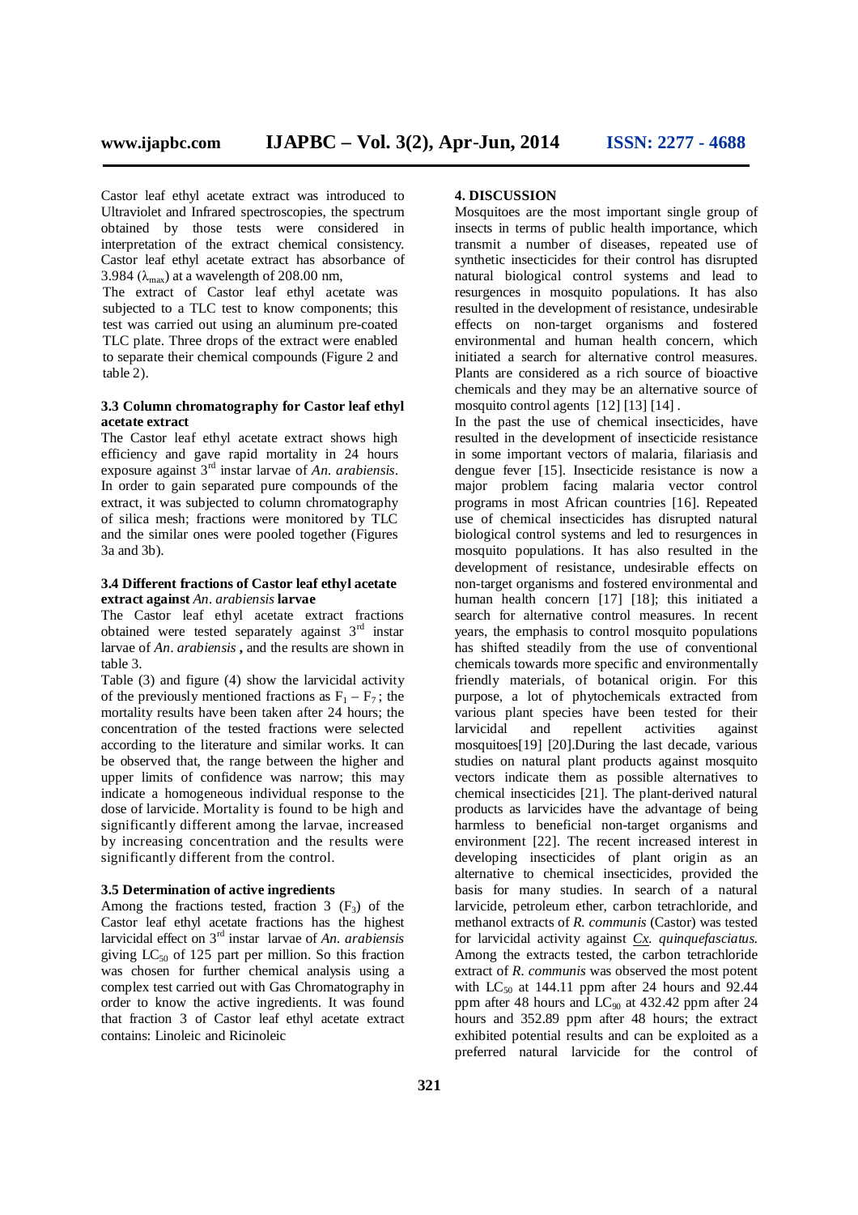Castor leaf ethyl acetate extract was introduced to Ultraviolet and Infrared spectroscopies, the spectrum obtained by those tests were considered in interpretation of the extract chemical consistency. Castor leaf ethyl acetate extract has absorbance of 3.984 ($\lambda_{max}$) at a wavelength of 208.00 nm,

The extract of Castor leaf ethyl acetate was subjected to a TLC test to know components; this test was carried out using an aluminum pre-coated TLC plate. Three drops of the extract were enabled to separate their chemical compounds (Figure 2 and table 2).

### 3.3 Column chromatography for Castor leaf ethyl acetate extract

The Castor leaf ethyl acetate extract shows high efficiency and gave rapid mortality in 24 hours exposure against 3rd instar larvae of *An. arabiensis*. In order to gain separated pure compounds of the extract, it was subjected to column chromatography of silica mesh; fractions were monitored by TLC and the similar ones were pooled together (Figures 3a and 3b).

### 3.4 Different fractions of Castor leaf ethyl acetate extract against *An. arabiensis* larvae

The Castor leaf ethyl acetate extract fractions obtained were tested separately against 3rd instar larvae of *An. arabiensis* **,** and the results are shown in table 3.

Table (3) and figure (4) show the larvicidal activity of the previously mentioned fractions as $F_1 - F_7$; the mortality results have been taken after 24 hours; the concentration of the tested fractions were selected according to the literature and similar works. It can be observed that, the range between the higher and upper limits of confidence was narrow; this may indicate a homogeneous individual response to the dose of larvicide. Mortality is found to be high and significantly different among the larvae, increased by increasing concentration and the results were significantly different from the control.

### 3.5 Determination of active ingredients

Among the fractions tested, fraction 3 ($F_3$) of the Castor leaf ethyl acetate fractions has the highest larvicidal effect on 3rd instar larvae of *An. arabiensis* giving $LC_{50}$ of 125 part per million. So this fraction was chosen for further chemical analysis using a complex test carried out with Gas Chromatography in order to know the active ingredients. It was found that fraction 3 of Castor leaf ethyl acetate extract contains: Linoleic and Ricinoleic

## 4. DISCUSSION

Mosquitoes are the most important single group of insects in terms of public health importance, which transmit a number of diseases, repeated use of synthetic insecticides for their control has disrupted natural biological control systems and lead to resurgences in mosquito populations. It has also resulted in the development of resistance, undesirable effects on non-target organisms and fostered environmental and human health concern, which initiated a search for alternative control measures. Plants are considered as a rich source of bioactive chemicals and they may be an alternative source of mosquito control agents [12] [13] [14] .

In the past the use of chemical insecticides, have resulted in the development of insecticide resistance in some important vectors of malaria, filariasis and dengue fever [15]. Insecticide resistance is now a major problem facing malaria vector control programs in most African countries [16]. Repeated use of chemical insecticides has disrupted natural biological control systems and led to resurgences in mosquito populations. It has also resulted in the development of resistance, undesirable effects on non-target organisms and fostered environmental and human health concern [17] [18]; this initiated a search for alternative control measures. In recent years, the emphasis to control mosquito populations has shifted steadily from the use of conventional chemicals towards more specific and environmentally friendly materials, of botanical origin. For this purpose, a lot of phytochemicals extracted from various plant species have been tested for their larvicidal and repellent activities against mosquitoes[19] [20].During the last decade, various studies on natural plant products against mosquito vectors indicate them as possible alternatives to chemical insecticides [21]. The plant-derived natural products as larvicides have the advantage of being harmless to beneficial non-target organisms and environment [22]. The recent increased interest in developing insecticides of plant origin as an alternative to chemical insecticides, provided the basis for many studies. In search of a natural larvicide, petroleum ether, carbon tetrachloride, and methanol extracts of *R. communis* (Castor) was tested for larvicidal activity against *Cx. quinquefasciatus.* Among the extracts tested, the carbon tetrachloride extract of *R. communis* was observed the most potent with $LC_{50}$ at 144.11 ppm after 24 hours and 92.44 ppm after 48 hours and $LC_{90}$ at 432.42 ppm after 24 hours and 352.89 ppm after 48 hours; the extract exhibited potential results and can be exploited as a preferred natural larvicide for the control of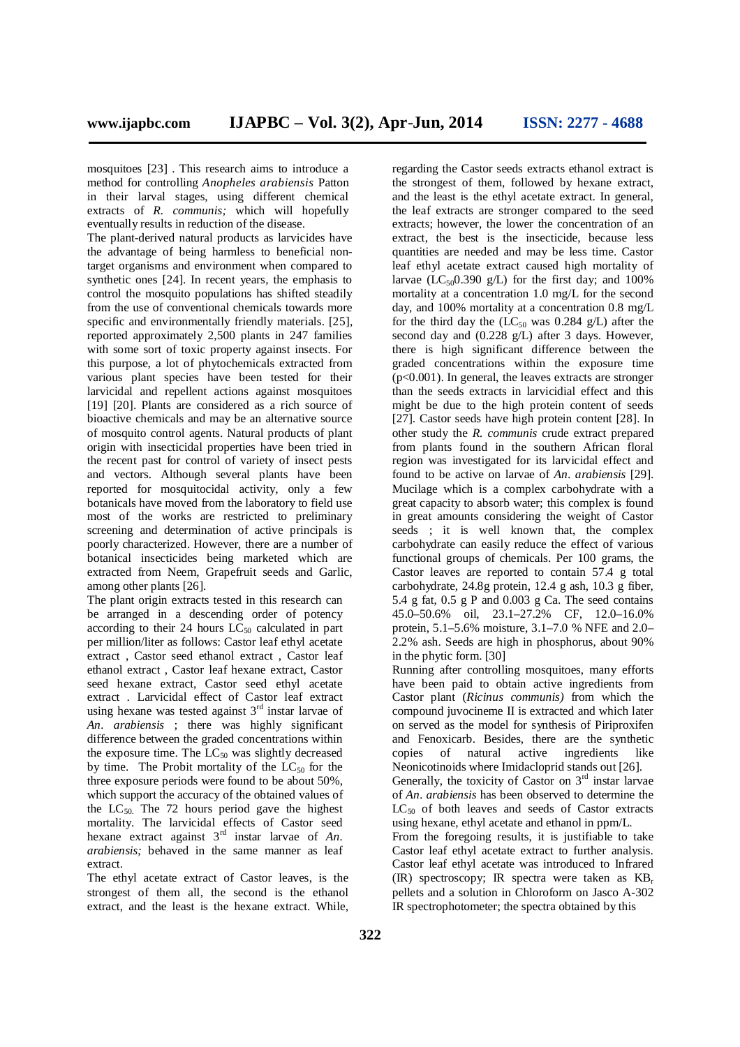mosquitoes [23] . This research aims to introduce a method for controlling *Anopheles arabiensis* Patton in their larval stages, using different chemical extracts of *R. communis;* which will hopefully eventually results in reduction of the disease.

The plant-derived natural products as larvicides have the advantage of being harmless to beneficial non-target organisms and environment when compared to synthetic ones [24]. In recent years, the emphasis to control the mosquito populations has shifted steadily from the use of conventional chemicals towards more specific and environmentally friendly materials. [25], reported approximately 2,500 plants in 247 families with some sort of toxic property against insects. For this purpose, a lot of phytochemicals extracted from various plant species have been tested for their larvicidal and repellent actions against mosquitoes [19] [20]. Plants are considered as a rich source of bioactive chemicals and may be an alternative source of mosquito control agents. Natural products of plant origin with insecticidal properties have been tried in the recent past for control of variety of insect pests and vectors. Although several plants have been reported for mosquitocidal activity, only a few botanicals have moved from the laboratory to field use most of the works are restricted to preliminary screening and determination of active principals is poorly characterized. However, there are a number of botanical insecticides being marketed which are extracted from Neem, Grapefruit seeds and Garlic, among other plants [26].

The plant origin extracts tested in this research can be arranged in a descending order of potency according to their 24 hours $LC_{50}$ calculated in part per million/liter as follows: Castor leaf ethyl acetate extract , Castor seed ethanol extract , Castor leaf ethanol extract , Castor leaf hexane extract, Castor seed hexane extract, Castor seed ethyl acetate extract . Larvicidal effect of Castor leaf extract using hexane was tested against 3rd instar larvae of *An. arabiensis* ; there was highly significant difference between the graded concentrations within the exposure time. The $LC_{50}$ was slightly decreased by time. The Probit mortality of the $LC_{50}$ for the three exposure periods were found to be about 50%, which support the accuracy of the obtained values of the $LC_{50.}$ The 72 hours period gave the highest mortality. The larvicidal effects of Castor seed hexane extract against 3rd instar larvae of *An. arabiensis;* behaved in the same manner as leaf extract.

The ethyl acetate extract of Castor leaves, is the strongest of them all, the second is the ethanol extract, and the least is the hexane extract. While, regarding the Castor seeds extracts ethanol extract is the strongest of them, followed by hexane extract, and the least is the ethyl acetate extract. In general, the leaf extracts are stronger compared to the seed extracts; however, the lower the concentration of an extract, the best is the insecticide, because less quantities are needed and may be less time. Castor leaf ethyl acetate extract caused high mortality of larvae ($LC_{50}$0.390 g/L) for the first day; and 100% mortality at a concentration 1.0 mg/L for the second day, and 100% mortality at a concentration 0.8 mg/L for the third day the ($LC_{50}$ was 0.284 g/L) after the second day and (0.228 g/L) after 3 days. However, there is high significant difference between the graded concentrations within the exposure time ($p<0.001$). In general, the leaves extracts are stronger than the seeds extracts in larvicidial effect and this might be due to the high protein content of seeds [27]. Castor seeds have high protein content [28]. In other study the *R. communis* crude extract prepared from plants found in the southern African floral region was investigated for its larvicidal effect and found to be active on larvae of *An. arabiensis* [29]. Mucilage which is a complex carbohydrate with a great capacity to absorb water; this complex is found in great amounts considering the weight of Castor seeds ; it is well known that, the complex carbohydrate can easily reduce the effect of various functional groups of chemicals. Per 100 grams, the Castor leaves are reported to contain 57.4 g total carbohydrate, 24.8g protein, 12.4 g ash, 10.3 g fiber, 5.4 g fat, 0.5 g P and 0.003 g Ca. The seed contains 45.0–50.6% oil, 23.1–27.2% CF, 12.0–16.0% protein, 5.1–5.6% moisture, 3.1–7.0 % NFE and 2.0–2.2% ash. Seeds are high in phosphorus, about 90% in the phytic form. [30]

Running after controlling mosquitoes, many efforts have been paid to obtain active ingredients from Castor plant (*Ricinus communis)* from which the compound juvocineme II is extracted and which later on served as the model for synthesis of Piriproxifen and Fenoxicarb. Besides, there are the synthetic copies of natural active ingredients like Neonicotinoids where Imidacloprid stands out [26].

Generally, the toxicity of Castor on 3rd instar larvae of *An. arabiensis* has been observed to determine the $LC_{50}$ of both leaves and seeds of Castor extracts using hexane, ethyl acetate and ethanol in ppm/L.

From the foregoing results, it is justifiable to take Castor leaf ethyl acetate extract to further analysis. Castor leaf ethyl acetate was introduced to Infrared (IR) spectroscopy; IR spectra were taken as $KB_r$ pellets and a solution in Chloroform on Jasco A-302 IR spectrophotometer; the spectra obtained by this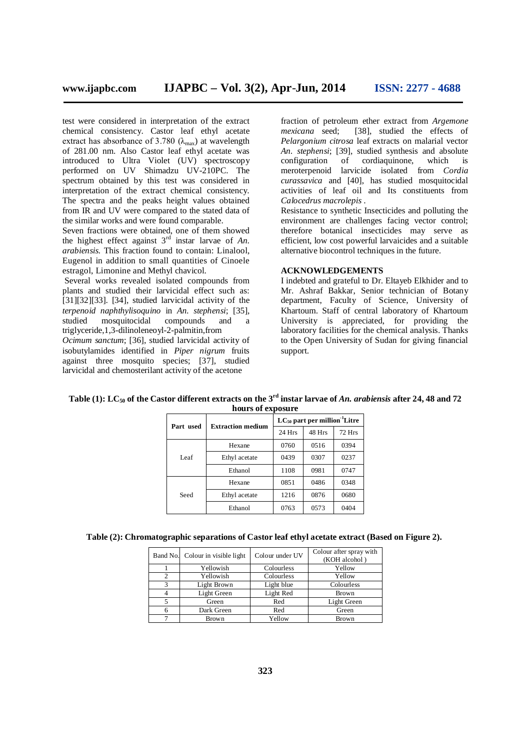test were considered in interpretation of the extract chemical consistency. Castor leaf ethyl acetate extract has absorbance of 3.780 ($\lambda_{max}$) at wavelength of 281.00 nm. Also Castor leaf ethyl acetate was introduced to Ultra Violet (UV) spectroscopy performed on UV Shimadzu UV-210PC. The spectrum obtained by this test was considered in interpretation of the extract chemical consistency. The spectra and the peaks height values obtained from IR and UV were compared to the stated data of the similar works and were found comparable.

Seven fractions were obtained, one of them showed the highest effect against 3rd instar larvae of *An. arabiensis.* This fraction found to contain: Linalool, Eugenol in addition to small quantities of Cinoele estragol, Limonine and Methyl chavicol.

Several works revealed isolated compounds from plants and studied their larvicidal effect such as: [31][32][33]. [34], studied larvicidal activity of the *terpenoid naphthylisoquino* in *An. stephensi*; [35], studied mosquitocidal compounds and a triglyceride,1,3-dilinoleneoyl-2-palmitin,from *Ocimum sanctum*; [36], studied larvicidal activity of isobutylamides identified in *Piper nigrum* fruits against three mosquito species; [37], studied larvicidal and chemosterilant activity of the acetone fraction of petroleum ether extract from *Argemone mexicana* seed; [38], studied the effects of *Pelargonium citrosa* leaf extracts on malarial vector *An. stephensi*; [39], studied synthesis and absolute configuration of cordiaquinone, which is meroterpenoid larvicide isolated from *Cordia curassavica* and [40], has studied mosquitocidal activities of leaf oil and Its constituents from *Calocedrus macrolepis* .

Resistance to synthetic Insecticides and polluting the environment are challenges facing vector control; therefore botanical insecticides may serve as efficient, low cost powerful larvaicides and a suitable alternative biocontrol techniques in the future.

## ACKNOWLEDGEMENTS

I indebted and grateful to Dr. Eltayeb Elkhider and to Mr. Ashraf Bakkar, Senior technician of Botany department, Faculty of Science, University of Khartoum. Staff of central laboratory of Khartoum University is appreciated, for providing the laboratory facilities for the chemical analysis. Thanks to the Open University of Sudan for giving financial support.

**Table (1): $LC_{50}$ of the Castor different extracts on the 3rd instar larvae of *An. arabiensis* after 24, 48 and 72 hours of exposure**

| Part used | Extraction medium | $LC_{50}$ part per million$^{-1}$Litre | | |
|---|---|---|---|---|
| | | 24 Hrs | 48 Hrs | 72 Hrs |
| Leaf | Hexane | 0760 | 0516 | 0394 |
| | Ethyl acetate | 0439 | 0307 | 0237 |
| | Ethanol | 1108 | 0981 | 0747 |
| Seed | Hexane | 0851 | 0486 | 0348 |
| | Ethyl acetate | 1216 | 0876 | 0680 |
| | Ethanol | 0763 | 0573 | 0404 |

**Table (2): Chromatographic separations of Castor leaf ethyl acetate extract (Based on Figure 2).**

| Band No. | Colour in visible light | Colour under UV | Colour after spray with (KOH alcohol ) |
|---|---|---|---|
| 1 | Yellowish | Colourless | Yellow |
| 2 | Yellowish | Colourless | Yellow |
| 3 | Light Brown | Light blue | Colourless |
| 4 | Light Green | Light Red | Brown |
| 5 | Green | Red | Light Green |
| 6 | Dark Green | Red | Green |
| 7 | Brown | Yellow | Brown |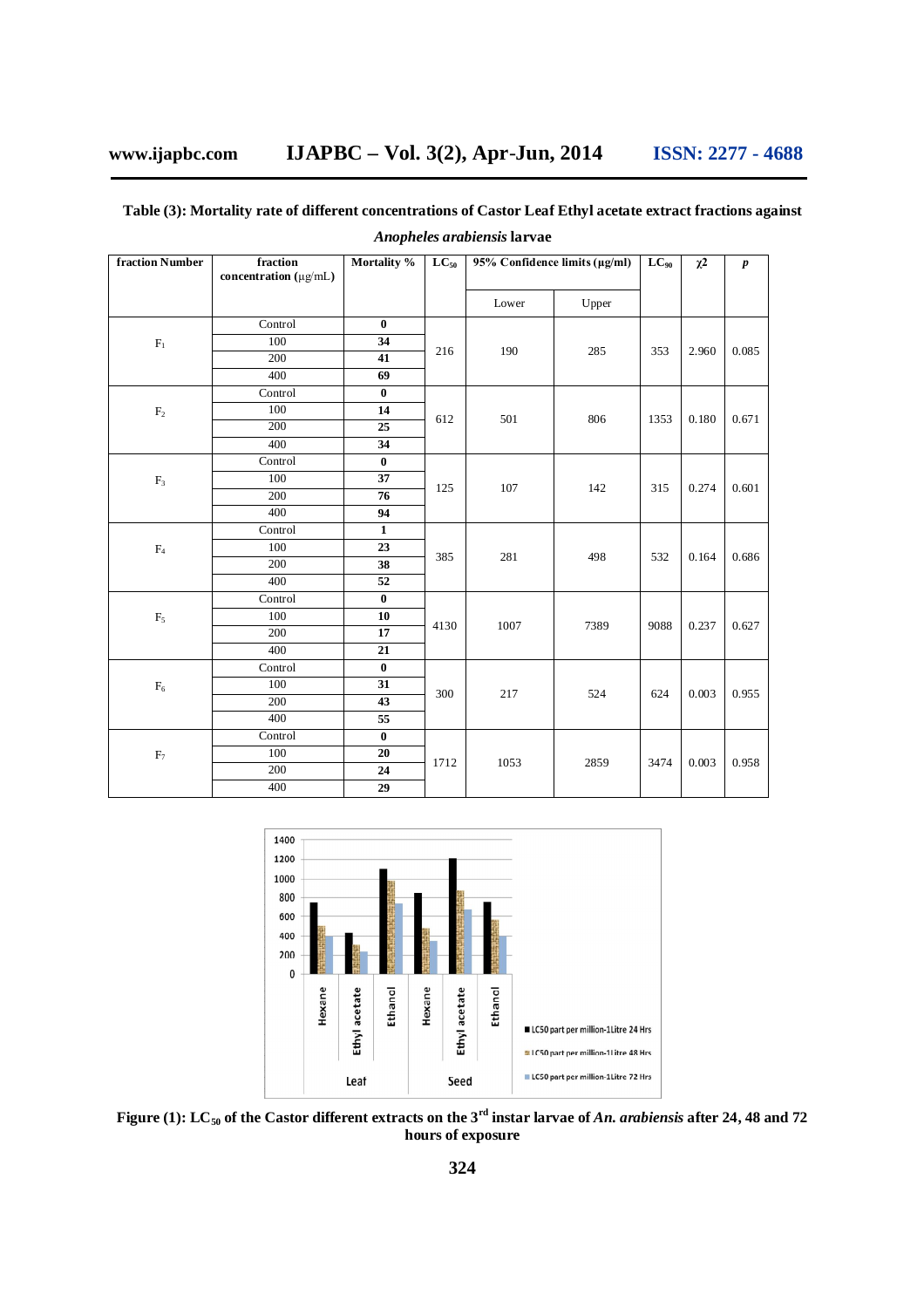**Table (3): Mortality rate of different concentrations of Castor Leaf Ethyl acetate extract fractions against *Anopheles arabiensis* larvae**

| fraction Number | fraction concentration (μg/mL) | Mortality % | $LC_{50}$ | 95% Confidence limits (μg/ml) | | $LC_{90}$ | $\chi 2$ | *p* |
|---|---|---|---|---|---|---|---|---|
| | | | | Lower | Upper | | | |
| $F_1$ | Control | **0** | 216 | 190 | 285 | 353 | 2.960 | 0.085 |
| | 100 | **34** | | | | | | |
| | 200 | **41** | | | | | | |
| | 400 | **69** | | | | | | |
| $F_2$ | Control | **0** | 612 | 501 | 806 | 1353 | 0.180 | 0.671 |
| | 100 | **14** | | | | | | |
| | 200 | **25** | | | | | | |
| | 400 | **34** | | | | | | |
| $F_3$ | Control | **0** | 125 | 107 | 142 | 315 | 0.274 | 0.601 |
| | 100 | **37** | | | | | | |
| | 200 | **76** | | | | | | |
| | 400 | **94** | | | | | | |
| $F_4$ | Control | **1** | 385 | 281 | 498 | 532 | 0.164 | 0.686 |
| | 100 | **23** | | | | | | |
| | 200 | **38** | | | | | | |
| | 400 | **52** | | | | | | |
| $F_5$ | Control | **0** | 4130 | 1007 | 7389 | 9088 | 0.237 | 0.627 |
| | 100 | **10** | | | | | | |
| | 200 | **17** | | | | | | |
| | 400 | **21** | | | | | | |
| $F_6$ | Control | **0** | 300 | 217 | 524 | 624 | 0.003 | 0.955 |
| | 100 | **31** | | | | | | |
| | 200 | **43** | | | | | | |
| | 400 | **55** | | | | | | |
| $F_7$ | Control | **0** | 1712 | 1053 | 2859 | 3474 | 0.003 | 0.958 |
| | 100 | **20** | | | | | | |
| | 200 | **24** | | | | | | |
| | 400 | **29** | | | | | | |

**Figure (1): $LC_{50}$ of the Castor different extracts on the 3rd instar larvae of *An. arabiensis* after 24, 48 and 72 hours of exposure**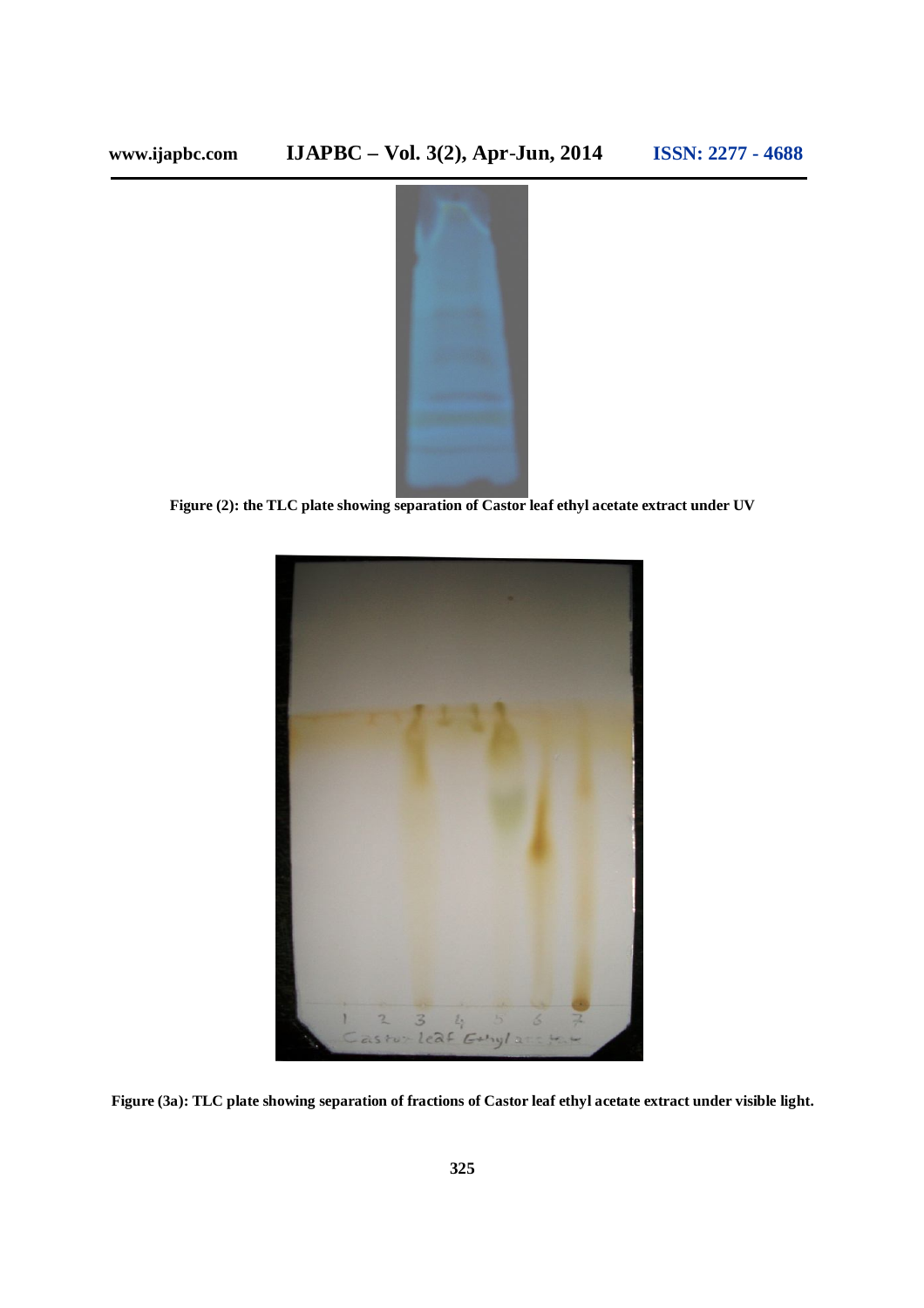**Figure (2): the TLC plate showing separation of Castor leaf ethyl acetate extract under UV**

**Figure (3a): TLC plate showing separation of fractions of Castor leaf ethyl acetate extract under visible light.**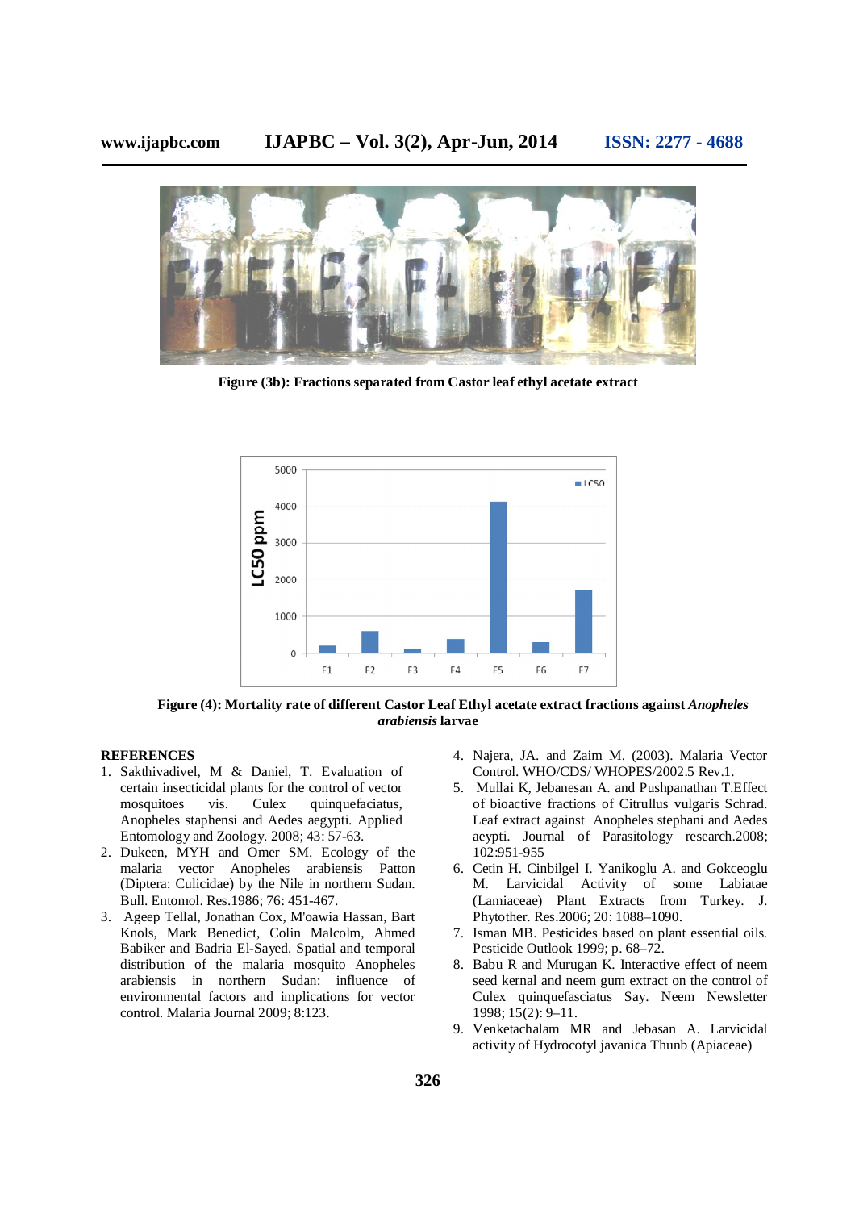Figure (3b): Fractions separated from Castor leaf ethyl acetate extract

Figure (4): Mortality rate of different Castor Leaf Ethyl acetate extract fractions against *Anopheles arabiensis* larvae

## REFERENCES

1. Sakthivadivel, M & Daniel, T. Evaluation of certain insecticidal plants for the control of vector mosquitoes vis. Culex quinquefaciatus, Anopheles staphensi and Aedes aegypti. Applied Entomology and Zoology. 2008; 43: 57-63.
2. Dukeen, MYH and Omer SM. Ecology of the malaria vector Anopheles arabiensis Patton (Diptera: Culicidae) by the Nile in northern Sudan. Bull. Entomol. Res.1986; 76: 451-467.
3. Ageep Tellal, Jonathan Cox, M'oawia Hassan, Bart Knols, Mark Benedict, Colin Malcolm, Ahmed Babiker and Badria El-Sayed. Spatial and temporal distribution of the malaria mosquito Anopheles arabiensis in northern Sudan: influence of environmental factors and implications for vector control. Malaria Journal 2009; 8:123.
4. Najera, JA. and Zaim M. (2003). Malaria Vector Control. WHO/CDS/ WHOPES/2002.5 Rev.1.
5. Mullai K, Jebanesan A. and Pushpanathan T.Effect of bioactive fractions of Citrullus vulgaris Schrad. Leaf extract against Anopheles stephani and Aedes aeypti. Journal of Parasitology research.2008; 102:951-955
6. Cetin H. Cinbilgel I. Yanikoglu A. and Gokceoglu M. Larvicidal Activity of some Labiatae (Lamiaceae) Plant Extracts from Turkey. J. Phytother. Res.2006; 20: 1088–1090.
7. Isman MB. Pesticides based on plant essential oils. Pesticide Outlook 1999; p. 68–72.
8. Babu R and Murugan K. Interactive effect of neem seed kernal and neem gum extract on the control of Culex quinquefasciatus Say. Neem Newsletter 1998; 15(2): 9–11.
9. Venketachalam MR and Jebasan A. Larvicidal activity of Hydrocotyl javanica Thunb (Apiaceae)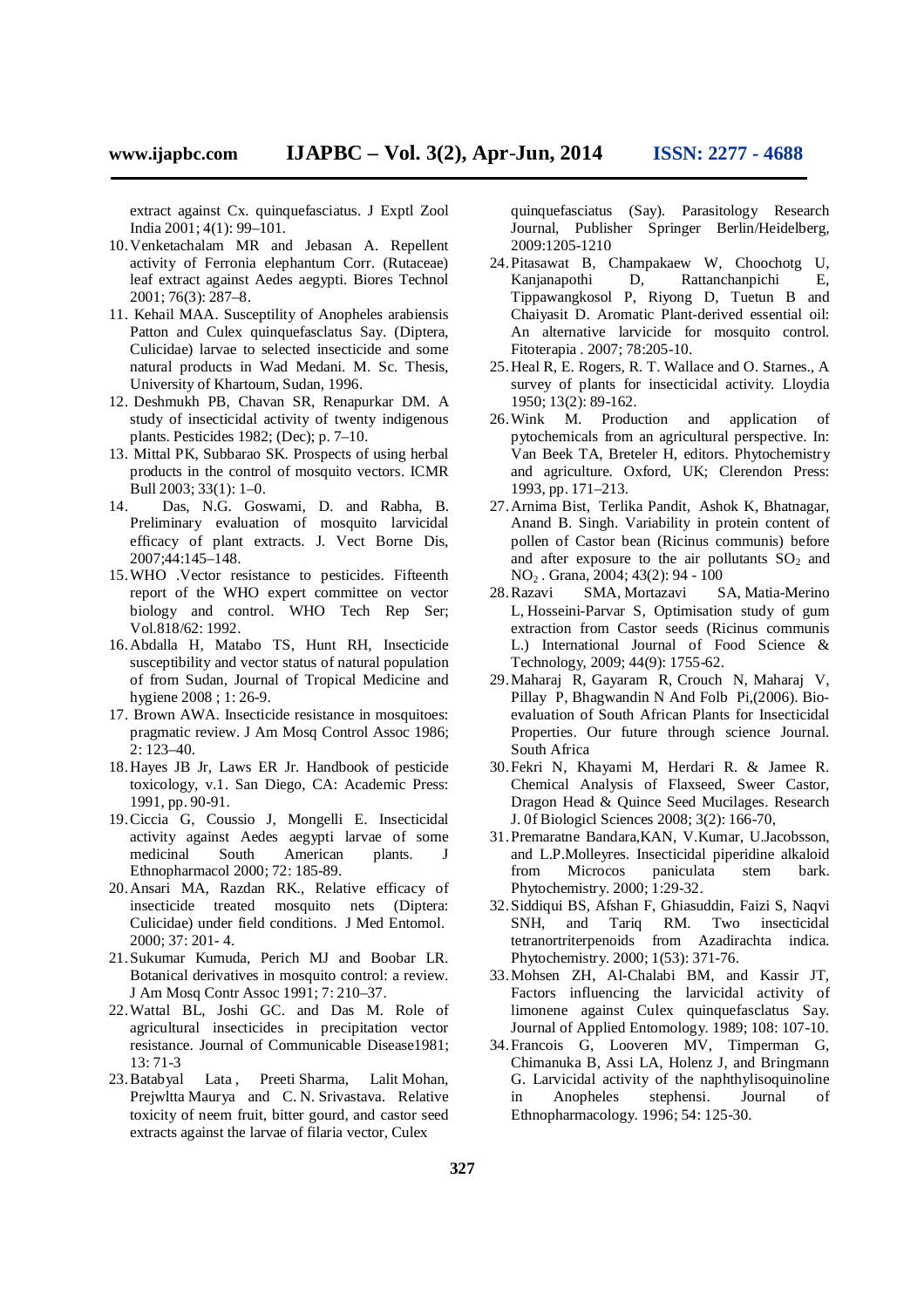extract against Cx. quinquefasciatus. J Exptl Zool India 2001; 4(1): 99–101.

10. Venketachalam MR and Jebasan A. Repellent activity of Ferronia elephantum Corr. (Rutaceae) leaf extract against Aedes aegypti. Biores Technol 2001; 76(3): 287–8.
11. Kehail MAA. Susceptility of Anopheles arabiensis Patton and Culex quinquefasclatus Say. (Diptera, Culicidae) larvae to selected insecticide and some natural products in Wad Medani. M. Sc. Thesis, University of Khartoum, Sudan, 1996.
12. Deshmukh PB, Chavan SR, Renapurkar DM. A study of insecticidal activity of twenty indigenous plants. Pesticides 1982; (Dec); p. 7–10.
13. Mittal PK, Subbarao SK. Prospects of using herbal products in the control of mosquito vectors. ICMR Bull 2003; 33(1): 1–0.
14. Das, N.G. Goswami, D. and Rabha, B. Preliminary evaluation of mosquito larvicidal efficacy of plant extracts. J. Vect Borne Dis, 2007;44:145–148.
15. WHO .Vector resistance to pesticides. Fifteenth report of the WHO expert committee on vector biology and control. WHO Tech Rep Ser; Vol.818/62: 1992.
16. Abdalla H, Matabo TS, Hunt RH, Insecticide susceptibility and vector status of natural population of from Sudan, Journal of Tropical Medicine and hygiene 2008 ; 1: 26-9.
17. Brown AWA. Insecticide resistance in mosquitoes: pragmatic review. J Am Mosq Control Assoc 1986; 2: 123–40.
18. Hayes JB Jr, Laws ER Jr. Handbook of pesticide toxicology, v.1. San Diego, CA: Academic Press: 1991, pp. 90-91.
19. Ciccia G, Coussio J, Mongelli E. Insecticidal activity against Aedes aegypti larvae of some medicinal South American plants. J Ethnopharmacol 2000; 72: 185-89.
20. Ansari MA, Razdan RK., Relative efficacy of insecticide treated mosquito nets (Diptera: Culicidae) under field conditions. J Med Entomol. 2000; 37: 201- 4.
21. Sukumar Kumuda, Perich MJ and Boobar LR. Botanical derivatives in mosquito control: a review. J Am Mosq Contr Assoc 1991; 7: 210–37.
22. Wattal BL, Joshi GC. and Das M. Role of agricultural insecticides in precipitation vector resistance. Journal of Communicable Disease1981; 13: 71-3
23. Batabyal Lata , Preeti Sharma, Lalit Mohan, Prejwltta Maurya and C. N. Srivastava. Relative toxicity of neem fruit, bitter gourd, and castor seed extracts against the larvae of filaria vector, Culex quinquefasciatus (Say). Parasitology Research Journal, Publisher Springer Berlin/Heidelberg, 2009:1205-1210
24. Pitasawat B, Champakaew W, Choochotg U, Kanjanapothi D, Rattanchanpichi E, Tippawangkosol P, Riyong D, Tuetun B and Chaiyasit D. Aromatic Plant-derived essential oil: An alternative larvicide for mosquito control. Fitoterapia . 2007; 78:205-10.
25. Heal R, E. Rogers, R. T. Wallace and O. Starnes., A survey of plants for insecticidal activity. Lloydia 1950; 13(2): 89-162.
26. Wink M. Production and application of pytochemicals from an agricultural perspective. In: Van Beek TA, Breteler H, editors. Phytochemistry and agriculture. Oxford, UK; Clerendon Press: 1993, pp. 171–213.
27. Arnima Bist, Terlika Pandit, Ashok K, Bhatnagar, Anand B. Singh. Variability in protein content of pollen of Castor bean (Ricinus communis) before and after exposure to the air pollutants $SO_2$ and $NO_2$ . Grana, 2004; 43(2): 94 - 100
28. Razavi SMA, Mortazavi SA, Matia-Merino L, Hosseini-Parvar S, Optimisation study of gum extraction from Castor seeds (Ricinus communis L.) International Journal of Food Science & Technology, 2009; 44(9): 1755-62.
29. Maharaj R, Gayaram R, Crouch N, Maharaj V, Pillay P, Bhagwandin N And Folb Pi,(2006). Bio-evaluation of South African Plants for Insecticidal Properties. Our future through science Journal. South Africa
30. Fekri N, Khayami M, Herdari R. & Jamee R. Chemical Analysis of Flaxseed, Sweer Castor, Dragon Head & Quince Seed Mucilages. Research J. 0f Biologicl Sciences 2008; 3(2): 166-70,
31. Premaratne Bandara,KAN, V.Kumar, U.Jacobsson, and L.P.Molleyres. Insecticidal piperidine alkaloid from Micrococs paniculata stem bark. Phytochemistry. 2000; 1:29-32.
32. Siddiqui BS, Afshan F, Ghiasuddin, Faizi S, Naqvi SNH, and Tariq RM. Two insecticidal tetranortriterpenoids from Azadirachta indica. Phytochemistry. 2000; 1(53): 371-76.
33. Mohsen ZH, Al-Chalabi BM, and Kassir JT, Factors influencing the larvicidal activity of limonene against Culex quinquefasclatus Say. Journal of Applied Entomology. 1989; 108: 107-10.
34. Francois G, Looveren MV, Timperman G, Chimanuka B, Assi LA, Holenz J, and Bringmann G. Larvicidal activity of the naphthylisoquinoline in Anopheles stephensi. Journal of Ethnopharmacology. 1996; 54: 125-30.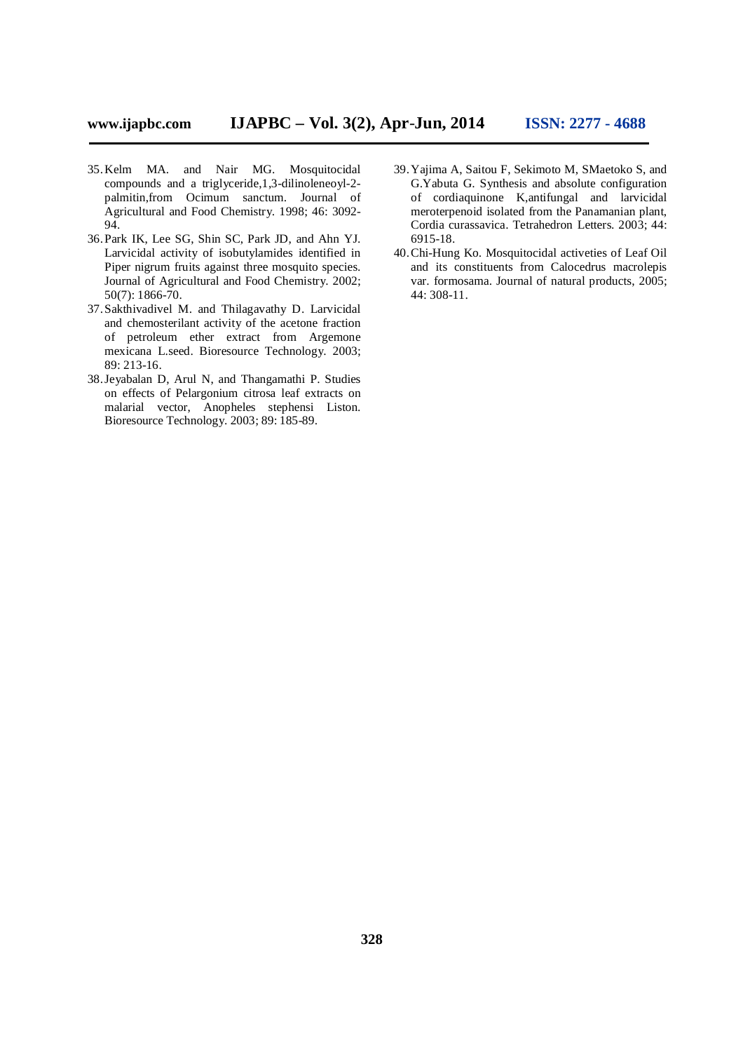35. Kelm MA. and Nair MG. Mosquitocidal compounds and a triglyceride,1,3-dilinoleneoyl-2-palmitin,from Ocimum sanctum. Journal of Agricultural and Food Chemistry. 1998; 46: 3092-94.
36. Park IK, Lee SG, Shin SC, Park JD, and Ahn YJ. Larvicidal activity of isobutylamides identified in Piper nigrum fruits against three mosquito species. Journal of Agricultural and Food Chemistry. 2002; 50(7): 1866-70.
37. Sakthivadivel M. and Thilagavathy D. Larvicidal and chemosterilant activity of the acetone fraction of petroleum ether extract from Argemone mexicana L.seed. Bioresource Technology. 2003; 89: 213-16.
38. Jeyabalan D, Arul N, and Thangamathi P. Studies on effects of Pelargonium citrosa leaf extracts on malarial vector, Anopheles stephensi Liston. Bioresource Technology. 2003; 89: 185-89.
39. Yajima A, Saitou F, Sekimoto M, SMaetoko S, and G.Yabuta G. Synthesis and absolute configuration of cordiaquinone K,antifungal and larvicidal meroterpenoid isolated from the Panamanian plant, Cordia curassavica. Tetrahedron Letters. 2003; 44: 6915-18.
40. Chi-Hung Ko. Mosquitocidal activeties of Leaf Oil and its constituents from Calocedrus macrolepis var. formosama. Journal of natural products, 2005; 44: 308-11.